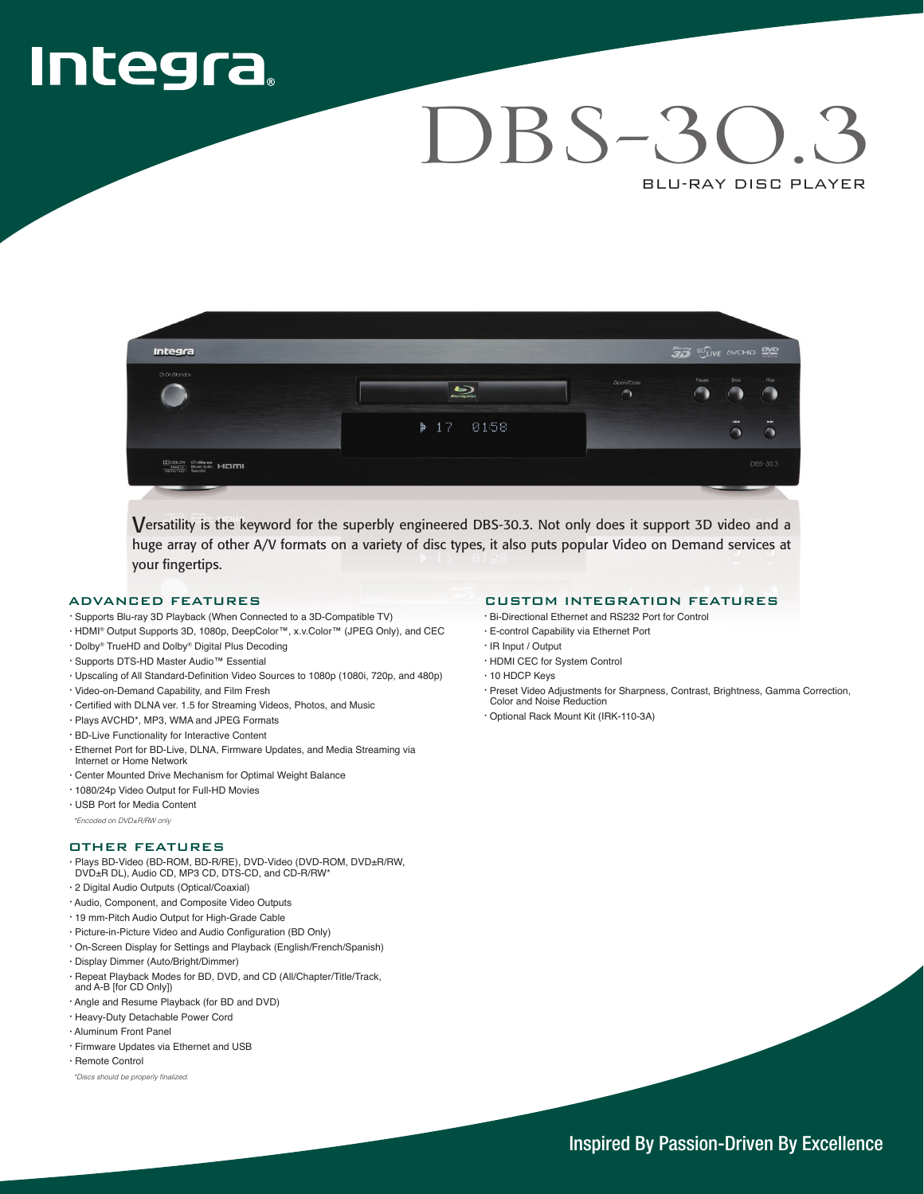# Integra

# DBS-30.3

## BLU-RAY DISC PLAYER

Versatility is the keyword for the superbly engineered DBS-30.3. Not only does it support 3D video and a huge array of other A/V formats on a variety of disc types, it also puts popular Video on Demand services at your fingertips.

### ADVANCED FEATURES

- Supports Blu-ray 3D Playback (When Connected to a 3D-Compatible TV)
- HDMI® Output Supports 3D, 1080p, DeepColor™, x.v.Color™ (JPEG Only), and CEC
- Dolby® TrueHD and Dolby® Digital Plus Decoding
- Supports DTS-HD Master Audio™ Essential
- Upscaling of All Standard-Definition Video Sources to 1080p (1080i, 720p, and 480p)
- Video-on-Demand Capability, and Film Fresh
- Certified with DLNA ver. 1.5 for Streaming Videos, Photos, and Music
- Plays AVCHD*, MP3, WMA and JPEG Formats
- BD-Live Functionality for Interactive Content
- Ethernet Port for BD-Live, DLNA, Firmware Updates, and Media Streaming via Internet or Home Network
- Center Mounted Drive Mechanism for Optimal Weight Balance
- 1080/24p Video Output for Full-HD Movies
- USB Port for Media Content

*\*Encoded on DVD±R/RW only*

### OTHER FEATURES

- Plays BD-Video (BD-ROM, BD-R/RE), DVD-Video (DVD-ROM, DVD±R/RW, DVD±R DL), Audio CD, MP3 CD, DTS-CD, and CD-R/RW*
- 2 Digital Audio Outputs (Optical/Coaxial)
- Audio, Component, and Composite Video Outputs
- 19 mm-Pitch Audio Output for High-Grade Cable
- Picture-in-Picture Video and Audio Configuration (BD Only)
- On-Screen Display for Settings and Playback (English/French/Spanish)
- Display Dimmer (Auto/Bright/Dimmer)
- Repeat Playback Modes for BD, DVD, and CD (All/Chapter/Title/Track, and A-B [for CD Only])
- Angle and Resume Playback (for BD and DVD)
- Heavy-Duty Detachable Power Cord
- Aluminum Front Panel
- Firmware Updates via Ethernet and USB
- Remote Control

*\*Discs should be properly finalized.*

### CUSTOM INTEGRATION FEATURES

- Bi-Directional Ethernet and RS232 Port for Control
- E-control Capability via Ethernet Port
- IR Input / Output
- HDMI CEC for System Control
- 10 HDCP Keys
- Preset Video Adjustments for Sharpness, Contrast, Brightness, Gamma Correction, Color and Noise Reduction
- Optional Rack Mount Kit (IRK-110-3A)

Inspired By Passion-Driven By Excellence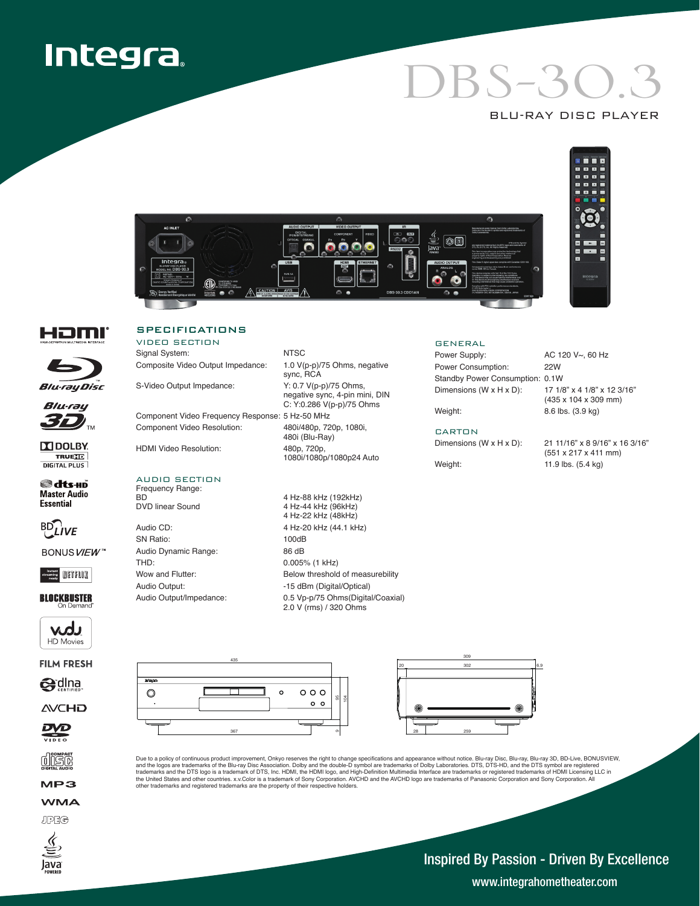# Integra

# DBS-30.3

## BLU-RAY DISC PLAYER

## SPECIFICATIONS

### VIDEO SECTION

| | |
|---|---|
| Signal System: | NTSC |
| Composite Video Output Impedance: | 1.0 V(p-p)/75 Ohms, negative sync, RCA |
| S-Video Output Impedance: | Y: 0.7 V(p-p)/75 Ohms, negative sync, 4-pin mini, DIN<br>C: Y:0.286 V(p-p)/75 Ohms |
| Component Video Frequency Response: | 5 Hz-50 MHz |
| Component Video Resolution: | 480i/480p, 720p, 1080i, 480i (Blu-Ray) |
| HDMI Video Resolution: | 480p, 720p, 1080i/1080p/1080p24 Auto |

### AUDIO SECTION

| | |
|---|---|
| Frequency Range: | |
| BD | 4 Hz-88 kHz (192kHz) |
| DVD linear Sound | 4 Hz-44 kHz (96kHz)<br>4 Hz-22 kHz (48kHz) |
| Audio CD: | 4 Hz-20 kHz (44.1 kHz) |
| SN Ratio: | 100dB |
| Audio Dynamic Range: | 86 dB |
| THD: | 0.005% (1 kHz) |
| Wow and Flutter: | Below threshold of measurebility |
| Audio Output: | -15 dBm (Digital/Optical) |
| Audio Output/Impedance: | 0.5 Vp-p/75 Ohms(Digital/Coaxial)<br>2.0 V (rms) / 320 Ohms |

### GENERAL

| | |
|---|---|
| Power Supply: | AC 120 V~, 60 Hz |
| Power Consumption: | 22W |
| Standby Power Consumption: | 0.1W |
| Dimensions (W x H x D): | 17 1/8" x 4 1/8" x 12 3/16" (435 x 104 x 309 mm) |
| Weight: | 8.6 lbs. (3.9 kg) |

### CARTON

| | |
|---|---|
| Dimensions (W x H x D): | 21 11/16" x 8 9/16" x 16 3/16" (551 x 217 x 411 mm) |
| Weight: | 11.9 lbs. (5.4 kg) |

435
95
104
367
9

309
20
302
6.9
28
259

Due to a policy of continuous product improvement, Onkyo reserves the right to change specifications and appearance without notice. Blu-ray Disc, Blu-ray, Blu-ray 3D, BD-Live, BONUSVIEW, and the logos are trademarks of the Blu-ray Disc Association. Dolby and the double-D symbol are trademarks of Dolby Laboratories. DTS, DTS-HD, and the DTS symbol are registered trademarks and the DTS logo is a trademark of DTS, Inc. HDMI, the HDMI logo, and High-Definition Multimedia Interface are trademarks or registered trademarks of HDMI Licensing LLC in the United States and other countries. x.v.Color is a trademark of Sony Corporation. AVCHD and the AVCHD logo are trademarks of Panasonic Corporation and Sony Corporation. All other trademarks and registered trademarks are the property of their respective holders.

Inspired By Passion - Driven By Excellence

www.integrahometheater.com